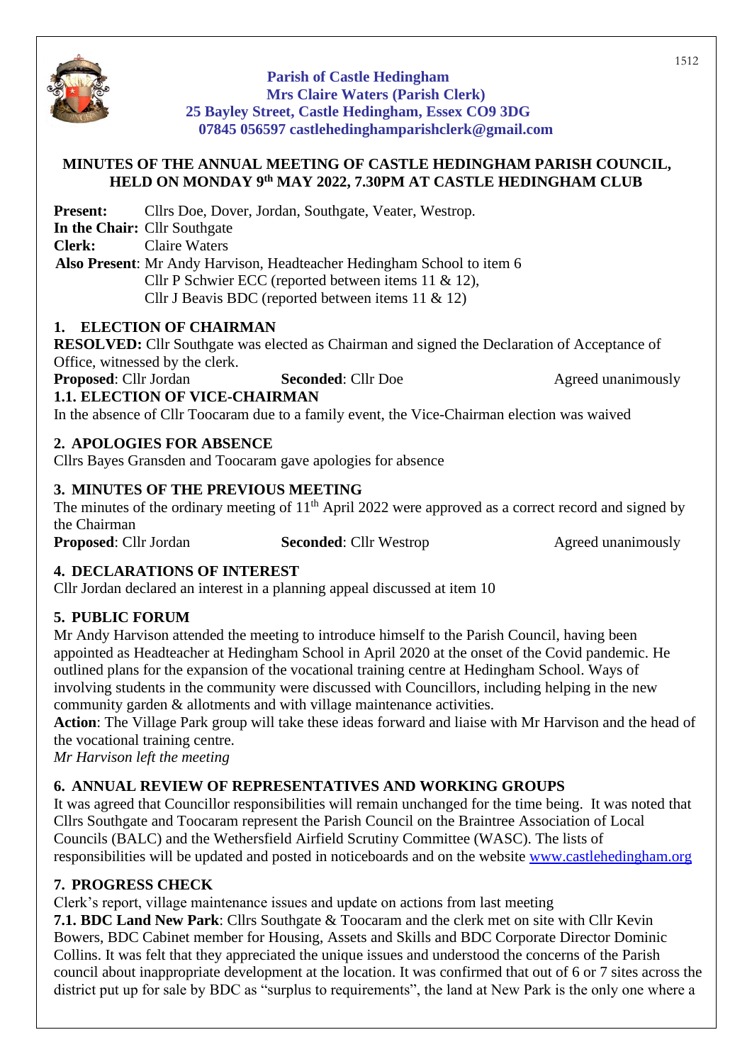**Parish of Castle Hedingham**
**Mrs Claire Waters (Parish Clerk)**
**25 Bayley Street, Castle Hedingham, Essex CO9 3DG**
**07845 056597 castlehedinghamparishclerk@gmail.com**

# MINUTES OF THE ANNUAL MEETING OF CASTLE HEDINGHAM PARISH COUNCIL, HELD ON MONDAY 9th MAY 2022, 7.30PM AT CASTLE HEDINGHAM CLUB

**Present:** Cllrs Doe, Dover, Jordan, Southgate, Veater, Westrop.
**In the Chair:** Cllr Southgate
**Clerk:** Claire Waters
**Also Present**: Mr Andy Harvison, Headteacher Hedingham School to item 6
Cllr P Schwier ECC (reported between items 11 & 12),
Cllr J Beavis BDC (reported between items 11 & 12)

## 1. ELECTION OF CHAIRMAN

**RESOLVED:** Cllr Southgate was elected as Chairman and signed the Declaration of Acceptance of Office, witnessed by the clerk.
**Proposed**: Cllr Jordan **Seconded**: Cllr Doe Agreed unanimously

### 1.1. ELECTION OF VICE-CHAIRMAN

In the absence of Cllr Toocaram due to a family event, the Vice-Chairman election was waived

## 2. APOLOGIES FOR ABSENCE

Cllrs Bayes Gransden and Toocaram gave apologies for absence

## 3. MINUTES OF THE PREVIOUS MEETING

The minutes of the ordinary meeting of 11th April 2022 were approved as a correct record and signed by the Chairman
**Proposed**: Cllr Jordan **Seconded**: Cllr Westrop Agreed unanimously

## 4. DECLARATIONS OF INTEREST

Cllr Jordan declared an interest in a planning appeal discussed at item 10

## 5. PUBLIC FORUM

Mr Andy Harvison attended the meeting to introduce himself to the Parish Council, having been appointed as Headteacher at Hedingham School in April 2020 at the onset of the Covid pandemic. He outlined plans for the expansion of the vocational training centre at Hedingham School. Ways of involving students in the community were discussed with Councillors, including helping in the new community garden & allotments and with village maintenance activities.
**Action**: The Village Park group will take these ideas forward and liaise with Mr Harvison and the head of the vocational training centre.
*Mr Harvison left the meeting*

## 6. ANNUAL REVIEW OF REPRESENTATIVES AND WORKING GROUPS

It was agreed that Councillor responsibilities will remain unchanged for the time being. It was noted that Cllrs Southgate and Toocaram represent the Parish Council on the Braintree Association of Local Councils (BALC) and the Wethersfield Airfield Scrutiny Committee (WASC). The lists of responsibilities will be updated and posted in noticeboards and on the website www.castlehedingham.org

## 7. PROGRESS CHECK

Clerk's report, village maintenance issues and update on actions from last meeting

**7.1. BDC Land New Park**: Cllrs Southgate & Toocaram and the clerk met on site with Cllr Kevin Bowers, BDC Cabinet member for Housing, Assets and Skills and BDC Corporate Director Dominic Collins. It was felt that they appreciated the unique issues and understood the concerns of the Parish council about inappropriate development at the location. It was confirmed that out of 6 or 7 sites across the district put up for sale by BDC as "surplus to requirements", the land at New Park is the only one where a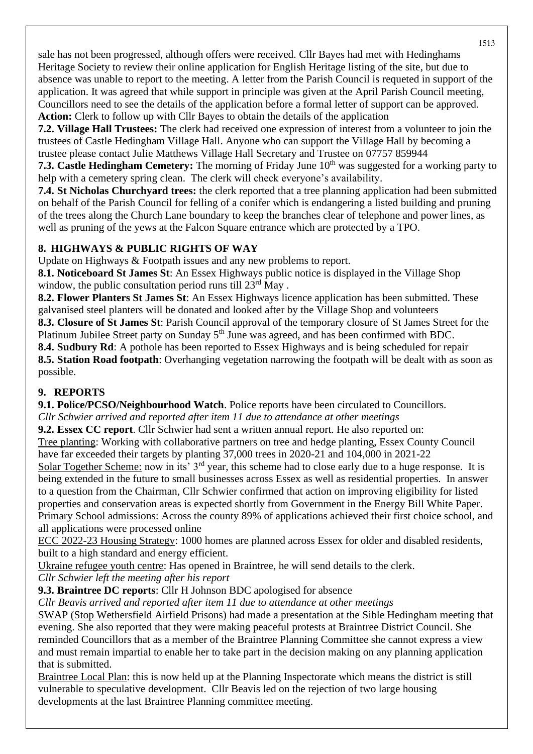sale has not been progressed, although offers were received. Cllr Bayes had met with Hedinghams Heritage Society to review their online application for English Heritage listing of the site, but due to absence was unable to report to the meeting. A letter from the Parish Council is requeted in support of the application. It was agreed that while support in principle was given at the April Parish Council meeting, Councillors need to see the details of the application before a formal letter of support can be approved.
**Action:** Clerk to follow up with Cllr Bayes to obtain the details of the application

**7.2. Village Hall Trustees:** The clerk had received one expression of interest from a volunteer to join the trustees of Castle Hedingham Village Hall. Anyone who can support the Village Hall by becoming a trustee please contact Julie Matthews Village Hall Secretary and Trustee on 07757 859944

**7.3. Castle Hedingham Cemetery:** The morning of Friday June 10th was suggested for a working party to help with a cemetery spring clean. The clerk will check everyone's availability.

**7.4. St Nicholas Churchyard trees:** the clerk reported that a tree planning application had been submitted on behalf of the Parish Council for felling of a conifer which is endangering a listed building and pruning of the trees along the Church Lane boundary to keep the branches clear of telephone and power lines, as well as pruning of the yews at the Falcon Square entrance which are protected by a TPO.

## 8. HIGHWAYS & PUBLIC RIGHTS OF WAY

Update on Highways & Footpath issues and any new problems to report.

**8.1. Noticeboard St James St**: An Essex Highways public notice is displayed in the Village Shop window, the public consultation period runs till 23rd May .

**8.2. Flower Planters St James St**: An Essex Highways licence application has been submitted. These galvanised steel planters will be donated and looked after by the Village Shop and volunteers

**8.3. Closure of St James St**: Parish Council approval of the temporary closure of St James Street for the Platinum Jubilee Street party on Sunday 5th June was agreed, and has been confirmed with BDC.

**8.4. Sudbury Rd**: A pothole has been reported to Essex Highways and is being scheduled for repair

**8.5. Station Road footpath**: Overhanging vegetation narrowing the footpath will be dealt with as soon as possible.

## 9. REPORTS

**9.1. Police/PCSO/Neighbourhood Watch**. Police reports have been circulated to Councillors.

*Cllr Schwier arrived and reported after item 11 due to attendance at other meetings*

**9.2. Essex CC report**. Cllr Schwier had sent a written annual report. He also reported on:

Tree planting: Working with collaborative partners on tree and hedge planting, Essex County Council have far exceeded their targets by planting 37,000 trees in 2020-21 and 104,000 in 2021-22

Solar Together Scheme: now in its' 3rd year, this scheme had to close early due to a huge response. It is being extended in the future to small businesses across Essex as well as residential properties. In answer to a question from the Chairman, Cllr Schwier confirmed that action on improving eligibility for listed properties and conservation areas is expected shortly from Government in the Energy Bill White Paper.

Primary School admissions: Across the county 89% of applications achieved their first choice school, and all applications were processed online

ECC 2022-23 Housing Strategy: 1000 homes are planned across Essex for older and disabled residents, built to a high standard and energy efficient.

Ukraine refugee youth centre: Has opened in Braintree, he will send details to the clerk.

*Cllr Schwier left the meeting after his report*

**9.3. Braintree DC reports**: Cllr H Johnson BDC apologised for absence

*Cllr Beavis arrived and reported after item 11 due to attendance at other meetings*

SWAP (Stop Wethersfield Airfield Prisons) had made a presentation at the Sible Hedingham meeting that evening. She also reported that they were making peaceful protests at Braintree District Council. She reminded Councillors that as a member of the Braintree Planning Committee she cannot express a view and must remain impartial to enable her to take part in the decision making on any planning application that is submitted.

Braintree Local Plan: this is now held up at the Planning Inspectorate which means the district is still vulnerable to speculative development. Cllr Beavis led on the rejection of two large housing developments at the last Braintree Planning committee meeting.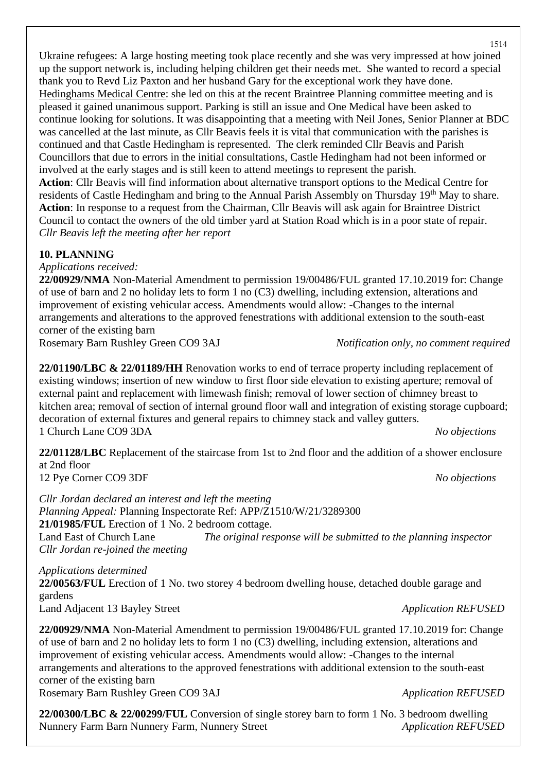Ukraine refugees: A large hosting meeting took place recently and she was very impressed at how joined up the support network is, including helping children get their needs met. She wanted to record a special thank you to Revd Liz Paxton and her husband Gary for the exceptional work they have done.
Hedinghams Medical Centre: she led on this at the recent Braintree Planning committee meeting and is pleased it gained unanimous support. Parking is still an issue and One Medical have been asked to continue looking for solutions. It was disappointing that a meeting with Neil Jones, Senior Planner at BDC was cancelled at the last minute, as Cllr Beavis feels it is vital that communication with the parishes is continued and that Castle Hedingham is represented. The clerk reminded Cllr Beavis and Parish Councillors that due to errors in the initial consultations, Castle Hedingham had not been informed or involved at the early stages and is still keen to attend meetings to represent the parish.
**Action**: Cllr Beavis will find information about alternative transport options to the Medical Centre for residents of Castle Hedingham and bring to the Annual Parish Assembly on Thursday 19th May to share.
**Action**: In response to a request from the Chairman, Cllr Beavis will ask again for Braintree District Council to contact the owners of the old timber yard at Station Road which is in a poor state of repair.
*Cllr Beavis left the meeting after her report*

## 10. PLANNING

*Applications received:*

**22/00929/NMA** Non-Material Amendment to permission 19/00486/FUL granted 17.10.2019 for: Change of use of barn and 2 no holiday lets to form 1 no (C3) dwelling, including extension, alterations and improvement of existing vehicular access. Amendments would allow: -Changes to the internal arrangements and alterations to the approved fenestrations with additional extension to the south-east corner of the existing barn
Rosemary Barn Rushley Green CO9 3AJ *Notification only, no comment required*

**22/01190/LBC & 22/01189/HH** Renovation works to end of terrace property including replacement of existing windows; insertion of new window to first floor side elevation to existing aperture; removal of external paint and replacement with limewash finish; removal of lower section of chimney breast to kitchen area; removal of section of internal ground floor wall and integration of existing storage cupboard; decoration of external fixtures and general repairs to chimney stack and valley gutters.
1 Church Lane CO9 3DA *No objections*

**22/01128/LBC** Replacement of the staircase from 1st to 2nd floor and the addition of a shower enclosure at 2nd floor
12 Pye Corner CO9 3DF *No objections*

*Cllr Jordan declared an interest and left the meeting*
*Planning Appeal:* Planning Inspectorate Ref: APP/Z1510/W/21/3289300
**21/01985/FUL** Erection of 1 No. 2 bedroom cottage.
Land East of Church Lane *The original response will be submitted to the planning inspector*
*Cllr Jordan re-joined the meeting*

*Applications determined*

**22/00563/FUL** Erection of 1 No. two storey 4 bedroom dwelling house, detached double garage and gardens
Land Adjacent 13 Bayley Street *Application REFUSED*

**22/00929/NMA** Non-Material Amendment to permission 19/00486/FUL granted 17.10.2019 for: Change of use of barn and 2 no holiday lets to form 1 no (C3) dwelling, including extension, alterations and improvement of existing vehicular access. Amendments would allow: -Changes to the internal arrangements and alterations to the approved fenestrations with additional extension to the south-east corner of the existing barn
Rosemary Barn Rushley Green CO9 3AJ *Application REFUSED*

**22/00300/LBC & 22/00299/FUL** Conversion of single storey barn to form 1 No. 3 bedroom dwelling
Nunnery Farm Barn Nunnery Farm, Nunnery Street *Application REFUSED*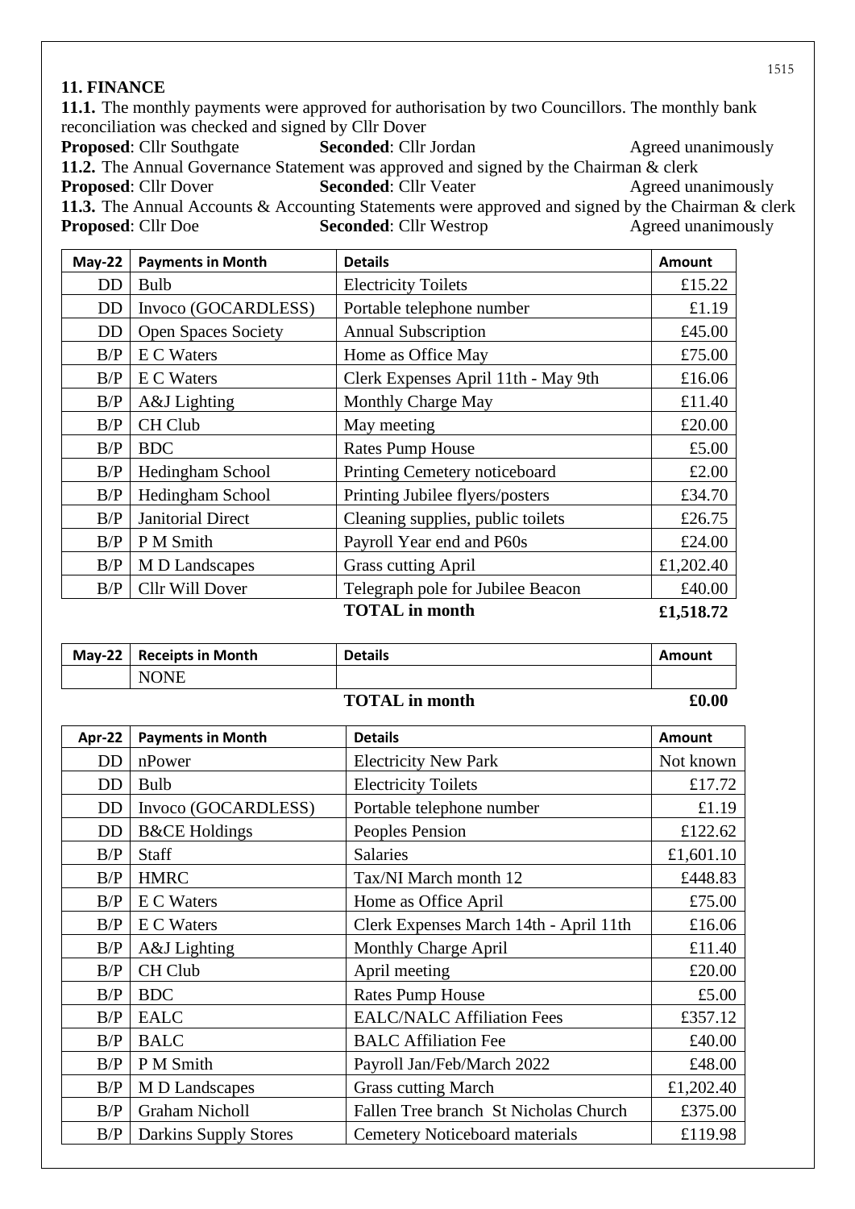## 11. FINANCE

**11.1.** The monthly payments were approved for authorisation by two Councillors. The monthly bank reconciliation was checked and signed by Cllr Dover

**Proposed**: Cllr Southgate **Seconded**: Cllr Jordan Agreed unanimously

**11.2.** The Annual Governance Statement was approved and signed by the Chairman & clerk

**Proposed**: Cllr Dover **Seconded**: Cllr Veater Agreed unanimously

**11.3.** The Annual Accounts & Accounting Statements were approved and signed by the Chairman & clerk

**Proposed**: Cllr Doe **Seconded**: Cllr Westrop Agreed unanimously

| May-22 | Payments in Month | Details | Amount |
|---|---|---|---|
| DD | Bulb | Electricity Toilets | £15.22 |
| DD | Invoco (GOCARDLESS) | Portable telephone number | £1.19 |
| DD | Open Spaces Society | Annual Subscription | £45.00 |
| B/P | E C Waters | Home as Office May | £75.00 |
| B/P | E C Waters | Clerk Expenses April 11th - May 9th | £16.06 |
| B/P | A&J Lighting | Monthly Charge May | £11.40 |
| B/P | CH Club | May meeting | £20.00 |
| B/P | BDC | Rates Pump House | £5.00 |
| B/P | Hedingham School | Printing Cemetery noticeboard | £2.00 |
| B/P | Hedingham School | Printing Jubilee flyers/posters | £34.70 |
| B/P | Janitorial Direct | Cleaning supplies, public toilets | £26.75 |
| B/P | P M Smith | Payroll Year end and P60s | £24.00 |
| B/P | M D Landscapes | Grass cutting April | £1,202.40 |
| B/P | Cllr Will Dover | Telegraph pole for Jubilee Beacon | £40.00 |
| | | **TOTAL in month** | **£1,518.72** |

| May-22 | Receipts in Month | Details | Amount |
|---|---|---|---|
| | NONE | | |
| | | **TOTAL in month** | **£0.00** |

| Apr-22 | Payments in Month | Details | Amount |
|---|---|---|---|
| DD | nPower | Electricity New Park | Not known |
| DD | Bulb | Electricity Toilets | £17.72 |
| DD | Invoco (GOCARDLESS) | Portable telephone number | £1.19 |
| DD | B&CE Holdings | Peoples Pension | £122.62 |
| B/P | Staff | Salaries | £1,601.10 |
| B/P | HMRC | Tax/NI March month 12 | £448.83 |
| B/P | E C Waters | Home as Office April | £75.00 |
| B/P | E C Waters | Clerk Expenses March 14th - April 11th | £16.06 |
| B/P | A&J Lighting | Monthly Charge April | £11.40 |
| B/P | CH Club | April meeting | £20.00 |
| B/P | BDC | Rates Pump House | £5.00 |
| B/P | EALC | EALC/NALC Affiliation Fees | £357.12 |
| B/P | BALC | BALC Affiliation Fee | £40.00 |
| B/P | P M Smith | Payroll Jan/Feb/March 2022 | £48.00 |
| B/P | M D Landscapes | Grass cutting March | £1,202.40 |
| B/P | Graham Nicholl | Fallen Tree branch St Nicholas Church | £375.00 |
| B/P | Darkins Supply Stores | Cemetery Noticeboard materials | £119.98 |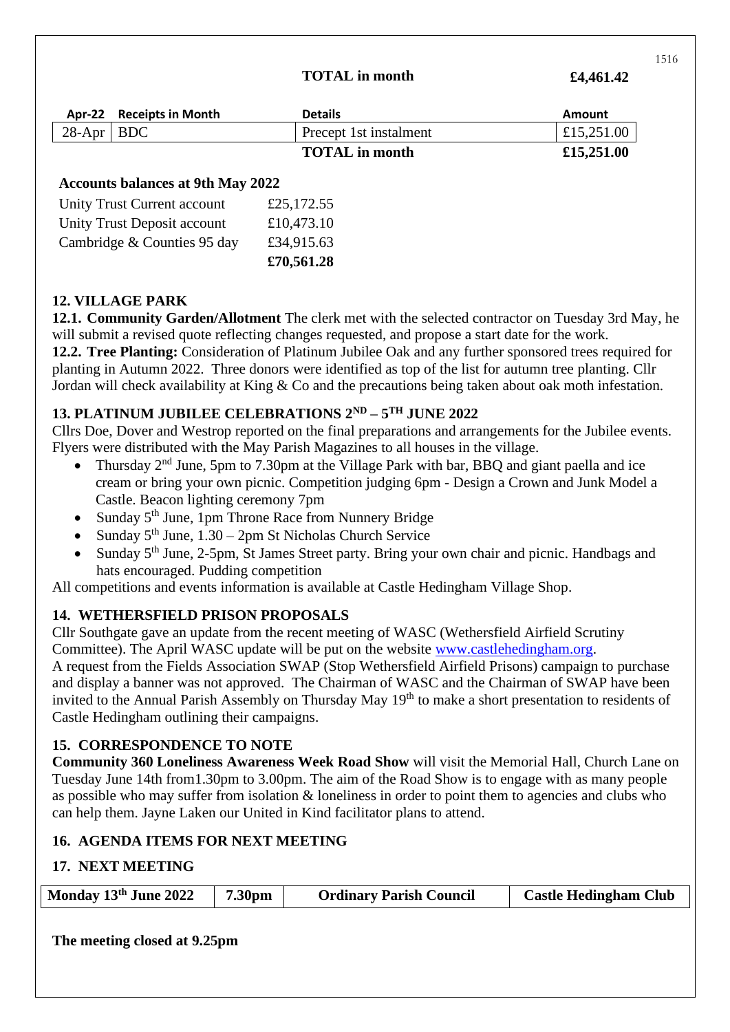**TOTAL in month** **£4,461.42**

| Apr-22 | Receipts in Month | Details | Amount |
|---|---|---|---|
| 28-Apr | BDC | Precept 1st instalment | £15,251.00 |
| | | **TOTAL in month** | **£15,251.00** |

**Accounts balances at 9th May 2022**

| | |
|---|---|
| Unity Trust Current account | £25,172.55 |
| Unity Trust Deposit account | £10,473.10 |
| Cambridge & Counties 95 day | £34,915.63 |
| | **£70,561.28** |

## 12. VILLAGE PARK

**12.1. Community Garden/Allotment** The clerk met with the selected contractor on Tuesday 3rd May, he will submit a revised quote reflecting changes requested, and propose a start date for the work.

**12.2. Tree Planting:** Consideration of Platinum Jubilee Oak and any further sponsored trees required for planting in Autumn 2022. Three donors were identified as top of the list for autumn tree planting. Cllr Jordan will check availability at King & Co and the precautions being taken about oak moth infestation.

## 13. PLATINUM JUBILEE CELEBRATIONS 2ND – 5TH JUNE 2022

Cllrs Doe, Dover and Westrop reported on the final preparations and arrangements for the Jubilee events. Flyers were distributed with the May Parish Magazines to all houses in the village.

- Thursday 2nd June, 5pm to 7.30pm at the Village Park with bar, BBQ and giant paella and ice cream or bring your own picnic. Competition judging 6pm - Design a Crown and Junk Model a Castle. Beacon lighting ceremony 7pm
- Sunday 5th June, 1pm Throne Race from Nunnery Bridge
- Sunday 5th June, 1.30 – 2pm St Nicholas Church Service
- Sunday 5th June, 2-5pm, St James Street party. Bring your own chair and picnic. Handbags and hats encouraged. Pudding competition

All competitions and events information is available at Castle Hedingham Village Shop.

## 14. WETHERSFIELD PRISON PROPOSALS

Cllr Southgate gave an update from the recent meeting of WASC (Wethersfield Airfield Scrutiny Committee). The April WASC update will be put on the website www.castlehedingham.org.

A request from the Fields Association SWAP (Stop Wethersfield Airfield Prisons) campaign to purchase and display a banner was not approved. The Chairman of WASC and the Chairman of SWAP have been invited to the Annual Parish Assembly on Thursday May 19th to make a short presentation to residents of Castle Hedingham outlining their campaigns.

## 15. CORRESPONDENCE TO NOTE

**Community 360 Loneliness Awareness Week Road Show** will visit the Memorial Hall, Church Lane on Tuesday June 14th from1.30pm to 3.00pm. The aim of the Road Show is to engage with as many people as possible who may suffer from isolation & loneliness in order to point them to agencies and clubs who can help them. Jayne Laken our United in Kind facilitator plans to attend.

## 16. AGENDA ITEMS FOR NEXT MEETING

## 17. NEXT MEETING

| Monday 13th June 2022 | 7.30pm | Ordinary Parish Council | Castle Hedingham Club |
|---|---|---|---|

**The meeting closed at 9.25pm**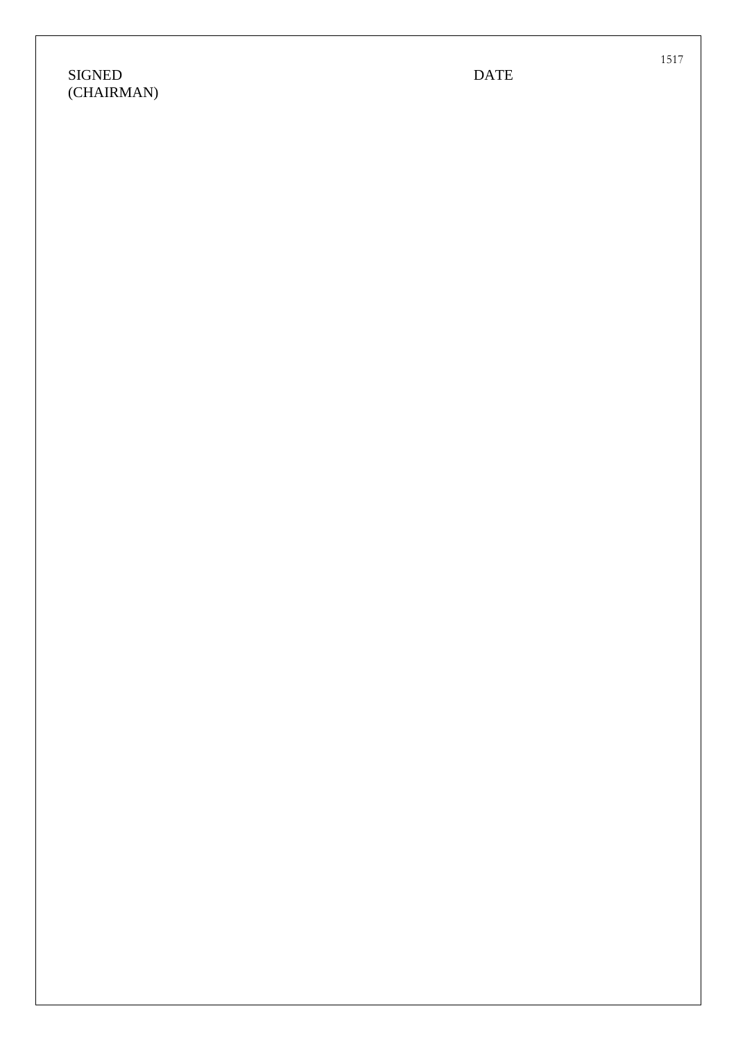SIGNED
(CHAIRMAN)

DATE